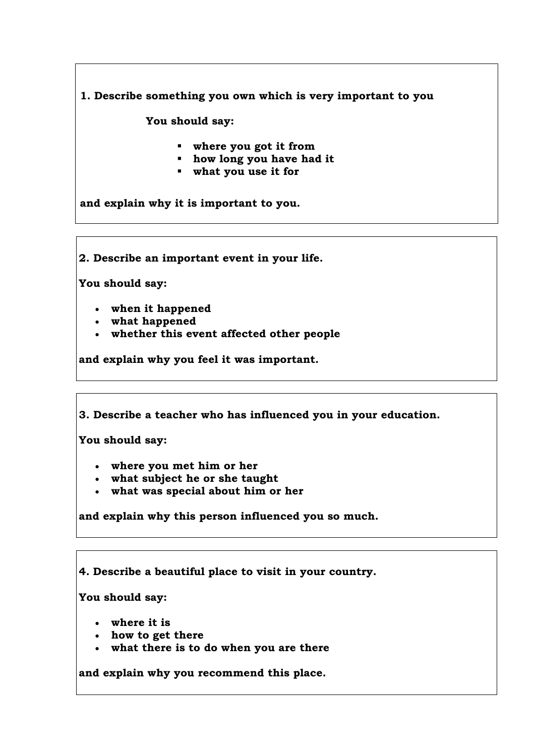**1. Describe something you own which is very important to you**

**You should say:**

- **where you got it from**
- **how long you have had it**
- **what you use it for**

**and explain why it is important to you.**

**2. Describe an important event in your life.**

**You should say:**

- **when it happened**
- **what happened**
- **whether this event affected other people**

**and explain why you feel it was important.**

**3. Describe a teacher who has influenced you in your education.**

**You should say:**

- **where you met him or her**
- **what subject he or she taught**
- **what was special about him or her**

**and explain why this person influenced you so much.**

**4. Describe a beautiful place to visit in your country.**

**You should say:**

- **where it is**
- **how to get there**
- **what there is to do when you are there**

**and explain why you recommend this place.**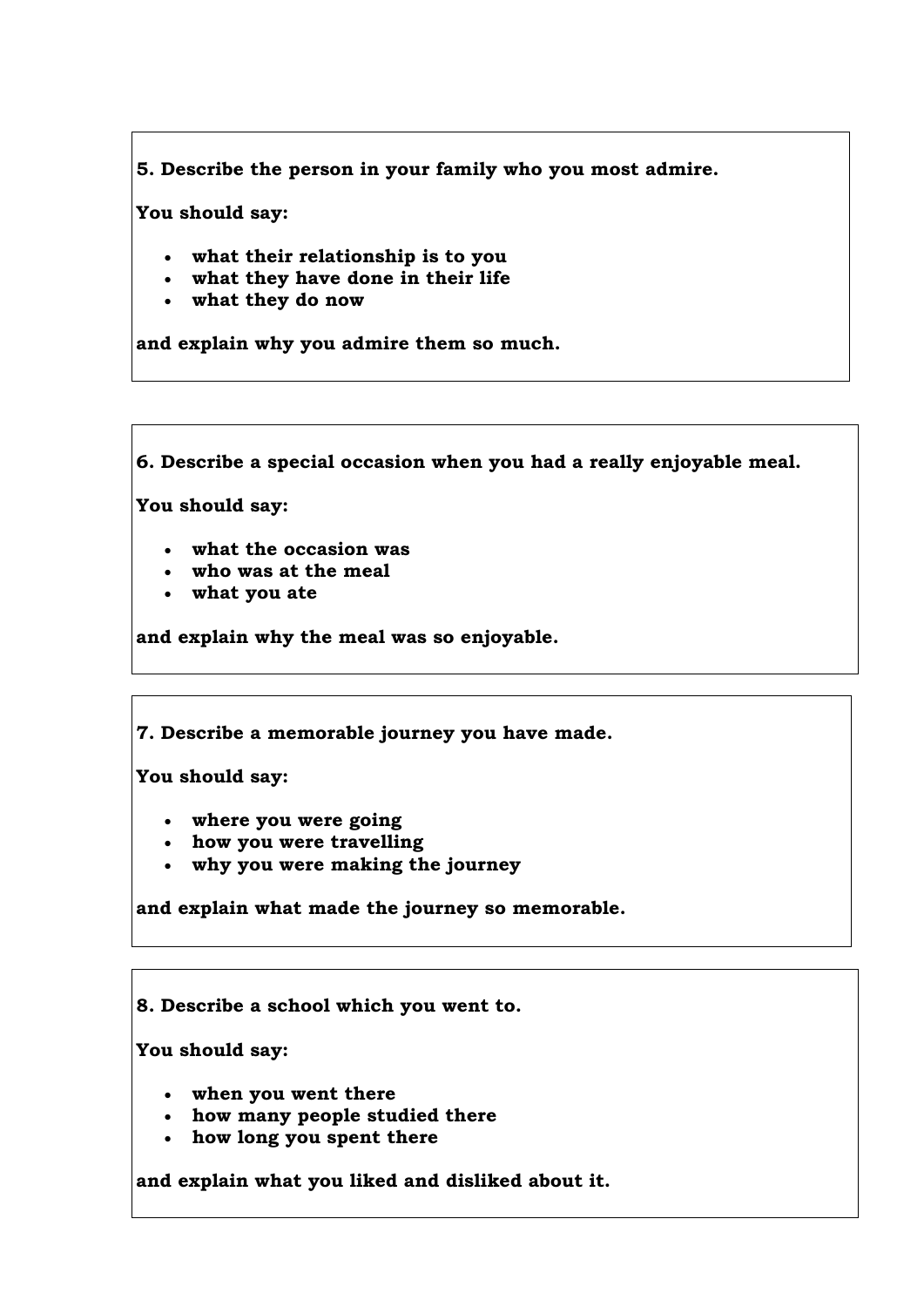**5. Describe the person in your family who you most admire.**

**You should say:**

- **what their relationship is to you**
- **what they have done in their life**
- **what they do now**

**and explain why you admire them so much.**

**6. Describe a special occasion when you had a really enjoyable meal.**

**You should say:**

- **what the occasion was**
- **who was at the meal**
- **what you ate**

**and explain why the meal was so enjoyable.**

**7. Describe a memorable journey you have made.**

**You should say:**

- **where you were going**
- **how you were travelling**
- **why you were making the journey**

**and explain what made the journey so memorable.**

**8. Describe a school which you went to.**

**You should say:**

- **when you went there**
- **how many people studied there**
- **how long you spent there**

**and explain what you liked and disliked about it.**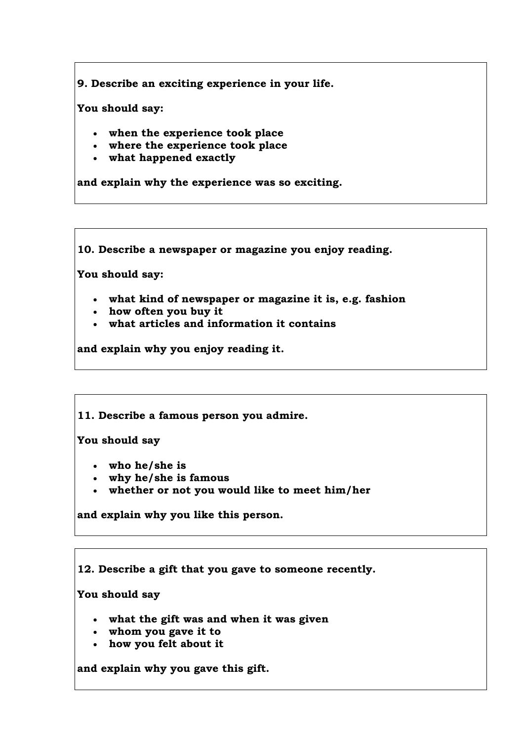**9. Describe an exciting experience in your life.**

**You should say:**

- **when the experience took place**
- **where the experience took place**
- **what happened exactly**

**and explain why the experience was so exciting.**

**10. Describe a newspaper or magazine you enjoy reading.**

**You should say:**

- **what kind of newspaper or magazine it is, e.g. fashion**
- **how often you buy it**
- **what articles and information it contains**

**and explain why you enjoy reading it.**

**11. Describe a famous person you admire.**

**You should say**

- **who he/she is**
- **why he/she is famous**
- **whether or not you would like to meet him/her**

**and explain why you like this person.**

**12. Describe a gift that you gave to someone recently.**

**You should say**

- **what the gift was and when it was given**
- **whom you gave it to**
- **how you felt about it**

**and explain why you gave this gift.**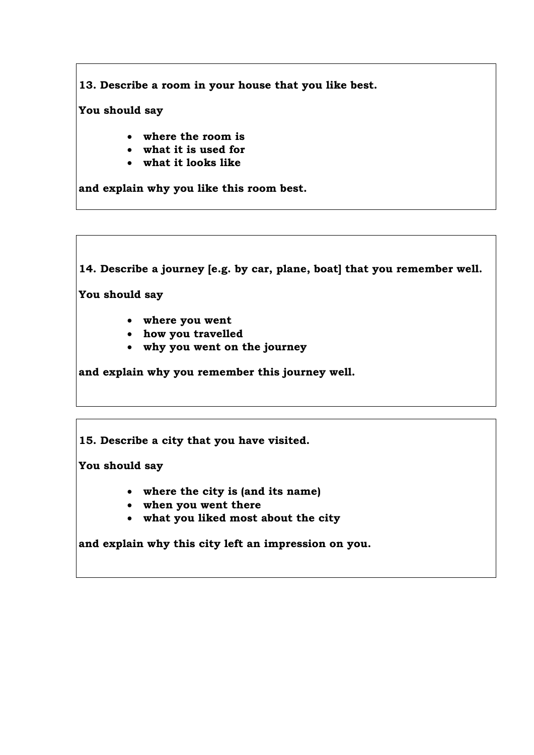**13. Describe a room in your house that you like best.**

**You should say**

- **where the room is**
- **what it is used for**
- **what it looks like**

**and explain why you like this room best.**

**14. Describe a journey [e.g. by car, plane, boat] that you remember well.**

**You should say**

- **where you went**
- **how you travelled**
- **why you went on the journey**

**and explain why you remember this journey well.**

**15. Describe a city that you have visited.**

**You should say**

- **where the city is (and its name)**
- **when you went there**
- **what you liked most about the city**

**and explain why this city left an impression on you.**